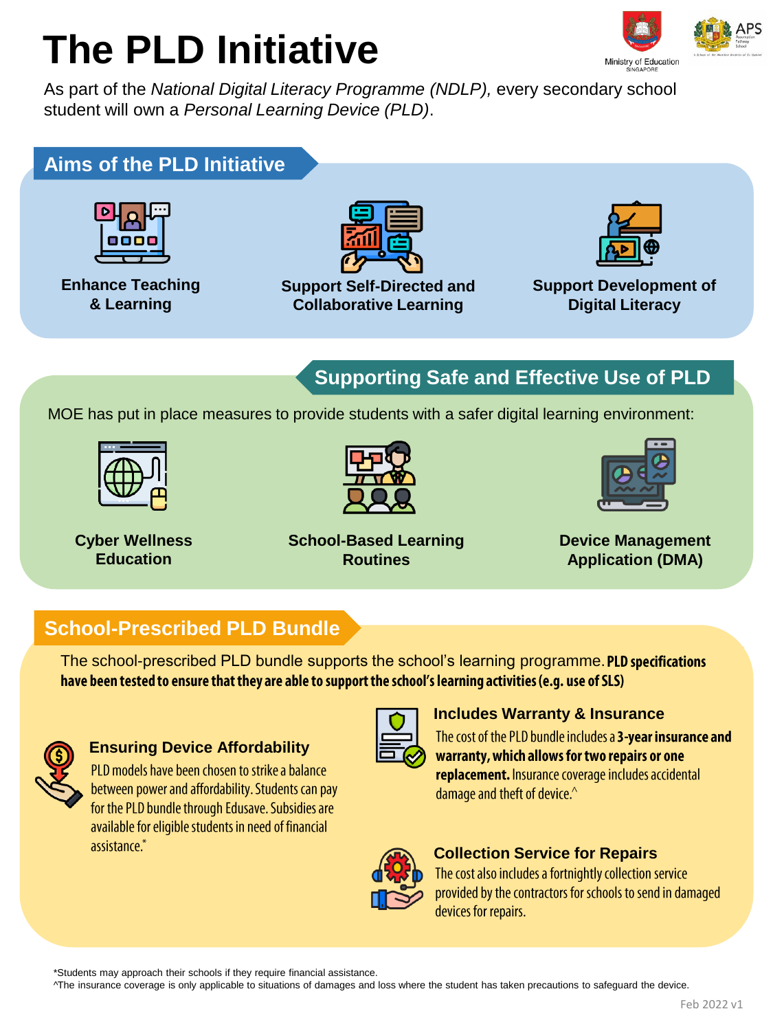# The PLD Initiative

Ministry of Education SINGAPORE

As part of the *National Digital Literacy Programme (NDLP)*, every secondary school student will own a *Personal Learning Device (PLD)*.

## Aims of the PLD Initiative

**Enhance Teaching & Learning**

**Support Self-Directed and Collaborative Learning**

**Support Development of Digital Literacy**

## Supporting Safe and Effective Use of PLD

MOE has put in place measures to provide students with a safer digital learning environment:

**Cyber Wellness Education**

**School-Based Learning Routines**

**Device Management Application (DMA)**

## School-Prescribed PLD Bundle

The school-prescribed PLD bundle supports the school's learning programme. **PLD specifications have been tested to ensure that they are able to support the school's learning activities (e.g. use of SLS)**

### Ensuring Device Affordability

PLD models have been chosen to strike a balance between power and affordability. Students can pay for the PLD bundle through Edusave. Subsidies are available for eligible students in need of financial assistance.*

### Includes Warranty & Insurance

The cost of the PLD bundle includes a **3-year insurance and warranty, which allows for two repairs or one replacement.** Insurance coverage includes accidental damage and theft of device.^

### Collection Service for Repairs

The cost also includes a fortnightly collection service provided by the contractors for schools to send in damaged devices for repairs.

*Students may approach their schools if they require financial assistance.

^The insurance coverage is only applicable to situations of damages and loss where the student has taken precautions to safeguard the device.

Feb 2022 v1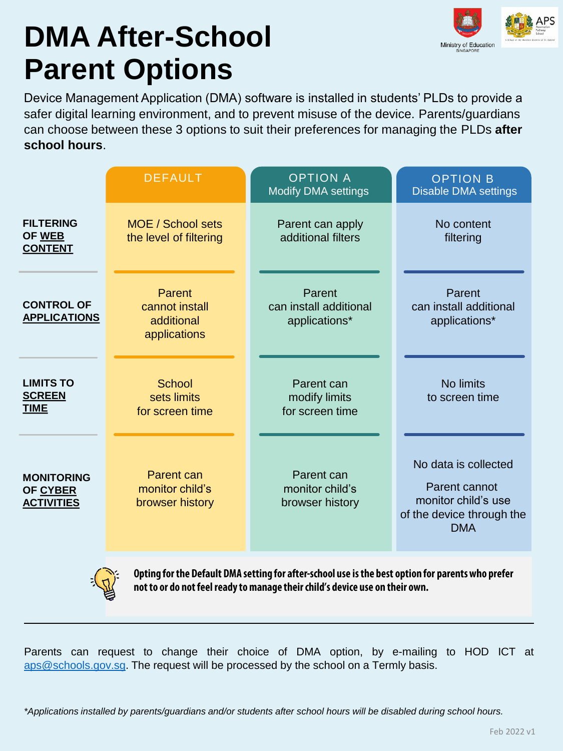# DMA After-School Parent Options

Device Management Application (DMA) software is installed in students' PLDs to provide a safer digital learning environment, and to prevent misuse of the device. Parents/guardians can choose between these 3 options to suit their preferences for managing the PLDs **after school hours**.

| | DEFAULT | OPTION A Modify DMA settings | OPTION B Disable DMA settings |
|---|---|---|---|
| **FILTERING OF WEB CONTENT** | MOE / School sets the level of filtering | Parent can apply additional filters | No content filtering |
| **CONTROL OF APPLICATIONS** | Parent cannot install additional applications | Parent can install additional applications* | Parent can install additional applications* |
| **LIMITS TO SCREEN TIME** | School sets limits for screen time | Parent can modify limits for screen time | No limits to screen time |
| **MONITORING OF CYBER ACTIVITIES** | Parent can monitor child's browser history | Parent can monitor child's browser history | No data is collected<br><br>Parent cannot monitor child's use of the device through the DMA |

**Opting for the Default DMA setting for after-school use is the best option for parents who prefer not to or do not feel ready to manage their child's device use on their own.**

---

Parents can request to change their choice of DMA option, by e-mailing to HOD ICT at aps@schools.gov.sg. The request will be processed by the school on a Termly basis.

*\*Applications installed by parents/guardians and/or students after school hours will be disabled during school hours.*

Feb 2022 v1